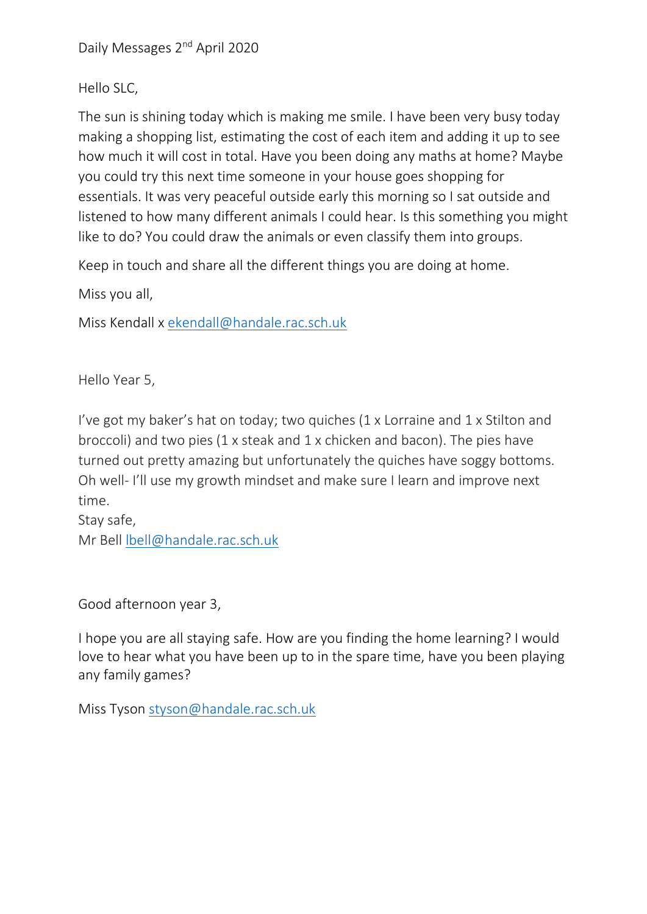Daily Messages 2nd April 2020

Hello SLC,

The sun is shining today which is making me smile. I have been very busy today making a shopping list, estimating the cost of each item and adding it up to see how much it will cost in total. Have you been doing any maths at home? Maybe you could try this next time someone in your house goes shopping for essentials. It was very peaceful outside early this morning so I sat outside and listened to how many different animals I could hear. Is this something you might like to do? You could draw the animals or even classify them into groups.

Keep in touch and share all the different things you are doing at home.

Miss you all,

Miss Kendall x ekendall@handale.rac.sch.uk

Hello Year 5,

I've got my baker's hat on today; two quiches (1 x Lorraine and 1 x Stilton and broccoli) and two pies (1 x steak and 1 x chicken and bacon). The pies have turned out pretty amazing but unfortunately the quiches have soggy bottoms. Oh well- I'll use my growth mindset and make sure I learn and improve next time.
Stay safe,
Mr Bell lbell@handale.rac.sch.uk

Good afternoon year 3,

I hope you are all staying safe. How are you finding the home learning? I would love to hear what you have been up to in the spare time, have you been playing any family games?

Miss Tyson styson@handale.rac.sch.uk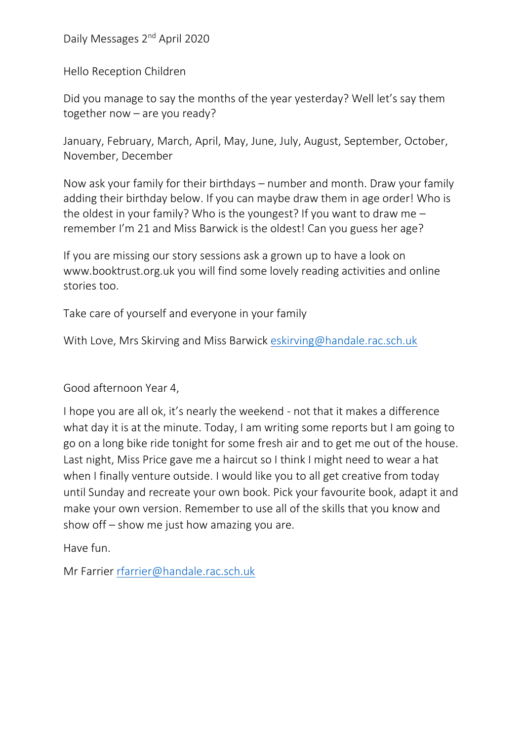Daily Messages 2nd April 2020

Hello Reception Children

Did you manage to say the months of the year yesterday? Well let's say them together now – are you ready?

January, February, March, April, May, June, July, August, September, October, November, December

Now ask your family for their birthdays – number and month. Draw your family adding their birthday below. If you can maybe draw them in age order! Who is the oldest in your family? Who is the youngest? If you want to draw me – remember I'm 21 and Miss Barwick is the oldest! Can you guess her age?

If you are missing our story sessions ask a grown up to have a look on www.booktrust.org.uk you will find some lovely reading activities and online stories too.

Take care of yourself and everyone in your family

With Love, Mrs Skirving and Miss Barwick eskirving@handale.rac.sch.uk

Good afternoon Year 4,

I hope you are all ok, it's nearly the weekend - not that it makes a difference what day it is at the minute. Today, I am writing some reports but I am going to go on a long bike ride tonight for some fresh air and to get me out of the house. Last night, Miss Price gave me a haircut so I think I might need to wear a hat when I finally venture outside. I would like you to all get creative from today until Sunday and recreate your own book. Pick your favourite book, adapt it and make your own version. Remember to use all of the skills that you know and show off – show me just how amazing you are.

Have fun.

Mr Farrier rfarrier@handale.rac.sch.uk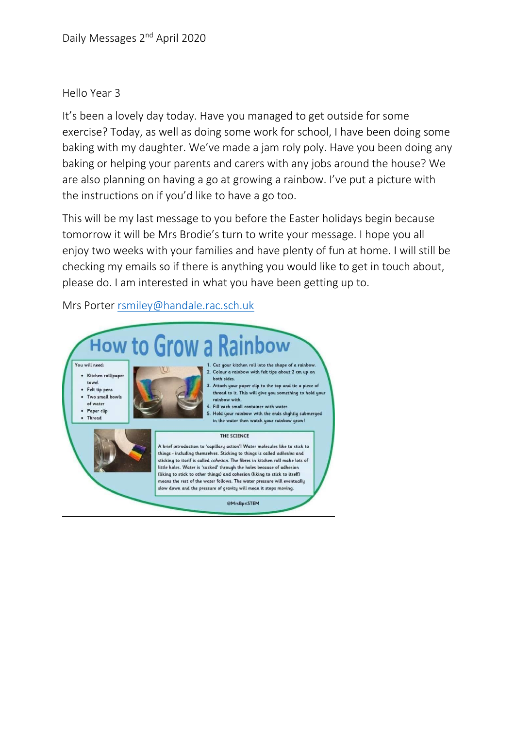Daily Messages 2nd April 2020

Hello Year 3

It's been a lovely day today. Have you managed to get outside for some exercise? Today, as well as doing some work for school, I have been doing some baking with my daughter. We've made a jam roly poly. Have you been doing any baking or helping your parents and carers with any jobs around the house? We are also planning on having a go at growing a rainbow. I've put a picture with the instructions on if you'd like to have a go too.

This will be my last message to you before the Easter holidays begin because tomorrow it will be Mrs Brodie's turn to write your message. I hope you all enjoy two weeks with your families and have plenty of fun at home. I will still be checking my emails so if there is anything you would like to get in touch about, please do. I am interested in what you have been getting up to.

Mrs Porter rsmiley@handale.rac.sch.uk

# How to Grow a Rainbow

You will need:

- Kitchen roll/paper towel
- Felt tip pens
- Two small bowls of water
- Paper clip
- Thread

1. Cut your kitchen roll into the shape of a rainbow.
2. Colour a rainbow with felt tips about 2 cm up on both sides.
3. Attach your paper clip to the top and tie a piece of thread to it. This will give you something to hold your rainbow with.
4. Fill each small container with water.
5. Hold your rainbow with the ends slightly submerged in the water then watch your rainbow grow!

THE SCIENCE

A brief introduction to 'capillary action'! Water molecules like to stick to things - including themselves. Sticking to things is called *adhesion* and sticking to itself is called *cohesion*. The fibres in kitchen roll make lots of little holes. Water is 'sucked' through the holes because of adhesion (liking to stick to other things) and cohesion (liking to stick to itself) means the rest of the water follows. The water pressure will eventually slow down and the pressure of gravity will mean it stops moving.

@MrsBpriSTEM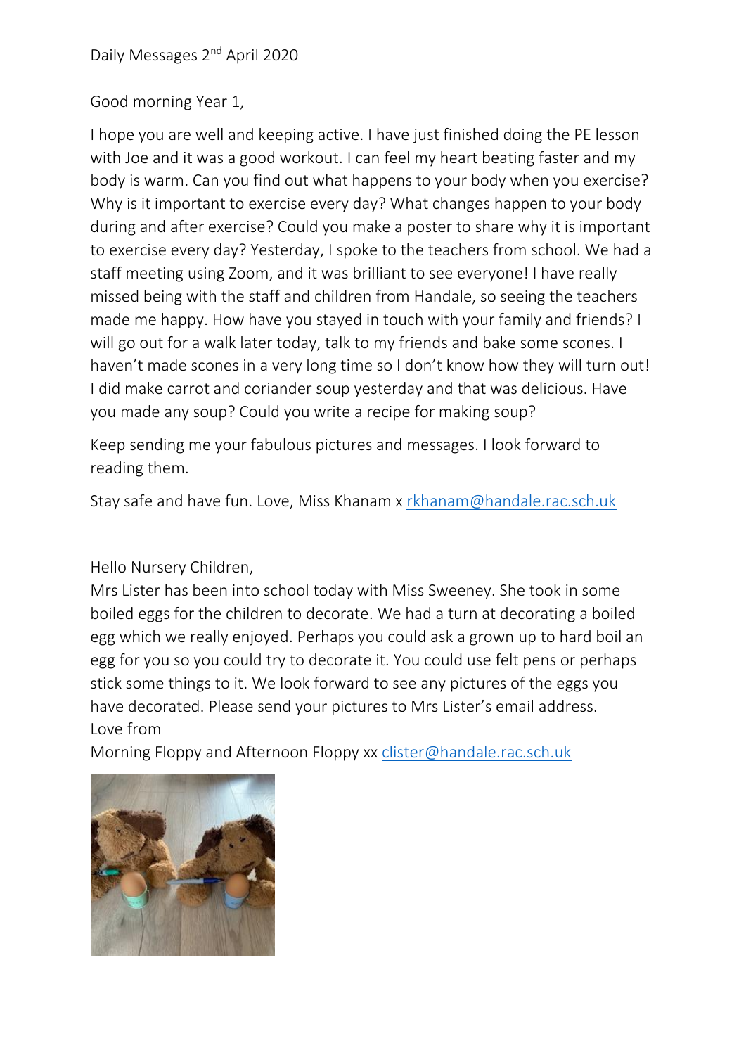Daily Messages 2nd April 2020

Good morning Year 1,

I hope you are well and keeping active. I have just finished doing the PE lesson with Joe and it was a good workout. I can feel my heart beating faster and my body is warm. Can you find out what happens to your body when you exercise? Why is it important to exercise every day? What changes happen to your body during and after exercise? Could you make a poster to share why it is important to exercise every day? Yesterday, I spoke to the teachers from school. We had a staff meeting using Zoom, and it was brilliant to see everyone! I have really missed being with the staff and children from Handale, so seeing the teachers made me happy. How have you stayed in touch with your family and friends? I will go out for a walk later today, talk to my friends and bake some scones. I haven't made scones in a very long time so I don't know how they will turn out! I did make carrot and coriander soup yesterday and that was delicious. Have you made any soup? Could you write a recipe for making soup?

Keep sending me your fabulous pictures and messages. I look forward to reading them.

Stay safe and have fun. Love, Miss Khanam x rkhanam@handale.rac.sch.uk

Hello Nursery Children,
Mrs Lister has been into school today with Miss Sweeney. She took in some boiled eggs for the children to decorate. We had a turn at decorating a boiled egg which we really enjoyed. Perhaps you could ask a grown up to hard boil an egg for you so you could try to decorate it. You could use felt pens or perhaps stick some things to it. We look forward to see any pictures of the eggs you have decorated. Please send your pictures to Mrs Lister's email address.
Love from
Morning Floppy and Afternoon Floppy xx clister@handale.rac.sch.uk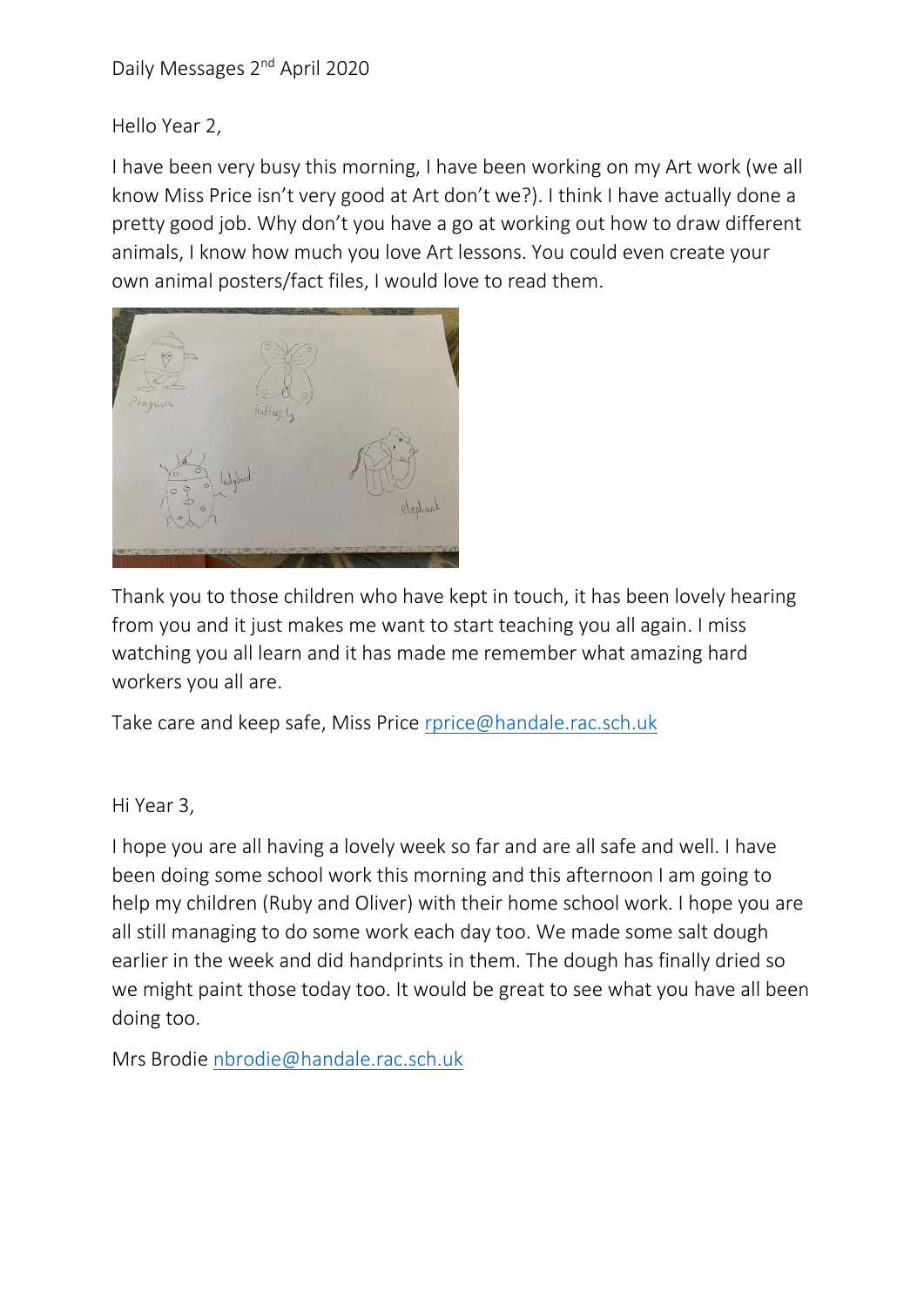Daily Messages 2nd April 2020

Hello Year 2,

I have been very busy this morning, I have been working on my Art work (we all know Miss Price isn't very good at Art don't we?). I think I have actually done a pretty good job. Why don't you have a go at working out how to draw different animals, I know how much you love Art lessons. You could even create your own animal posters/fact files, I would love to read them.

Thank you to those children who have kept in touch, it has been lovely hearing from you and it just makes me want to start teaching you all again. I miss watching you all learn and it has made me remember what amazing hard workers you all are.

Take care and keep safe, Miss Price rprice@handale.rac.sch.uk

Hi Year 3,

I hope you are all having a lovely week so far and are all safe and well. I have been doing some school work this morning and this afternoon I am going to help my children (Ruby and Oliver) with their home school work. I hope you are all still managing to do some work each day too. We made some salt dough earlier in the week and did handprints in them. The dough has finally dried so we might paint those today too. It would be great to see what you have all been doing too.

Mrs Brodie nbrodie@handale.rac.sch.uk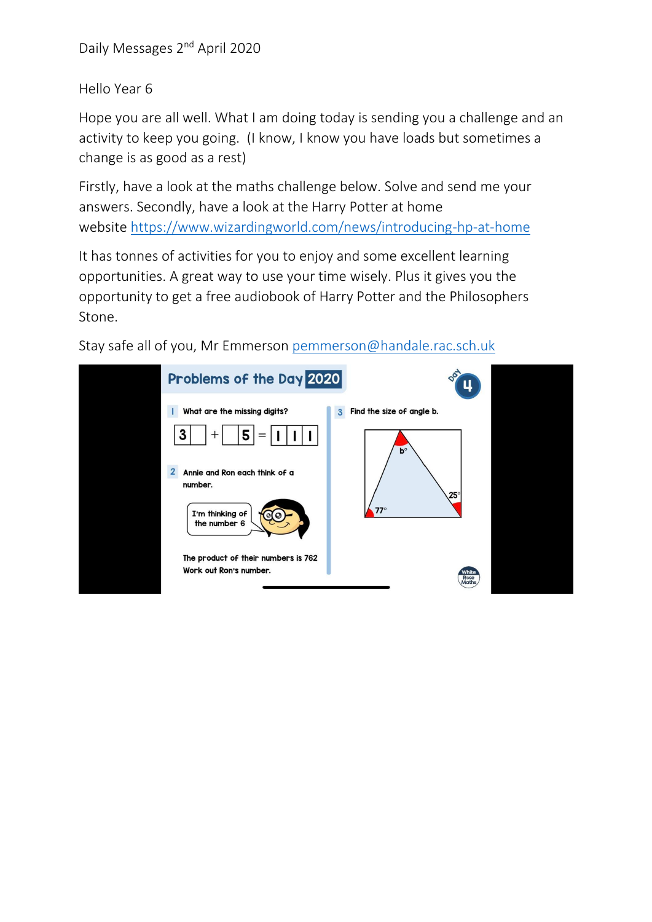Daily Messages 2nd April 2020

Hello Year 6

Hope you are all well. What I am doing today is sending you a challenge and an activity to keep you going. (I know, I know you have loads but sometimes a change is as good as a rest)

Firstly, have a look at the maths challenge below. Solve and send me your answers. Secondly, have a look at the Harry Potter at home website https://www.wizardingworld.com/news/introducing-hp-at-home

It has tonnes of activities for you to enjoy and some excellent learning opportunities. A great way to use your time wisely. Plus it gives you the opportunity to get a free audiobook of Harry Potter and the Philosophers Stone.

Stay safe all of you, Mr Emmerson pemmerson@handale.rac.sch.uk

## Problems of the Day 2020

Day 4

1 What are the missing digits?

3 _ + _ 5 = 1 1 1

2 Annie and Ron each think of a number.

I'm thinking of the number 6

The product of their numbers is 762
Work out Ron's number.

3 Find the size of angle b.

b°

25°

77°

White Rose Maths